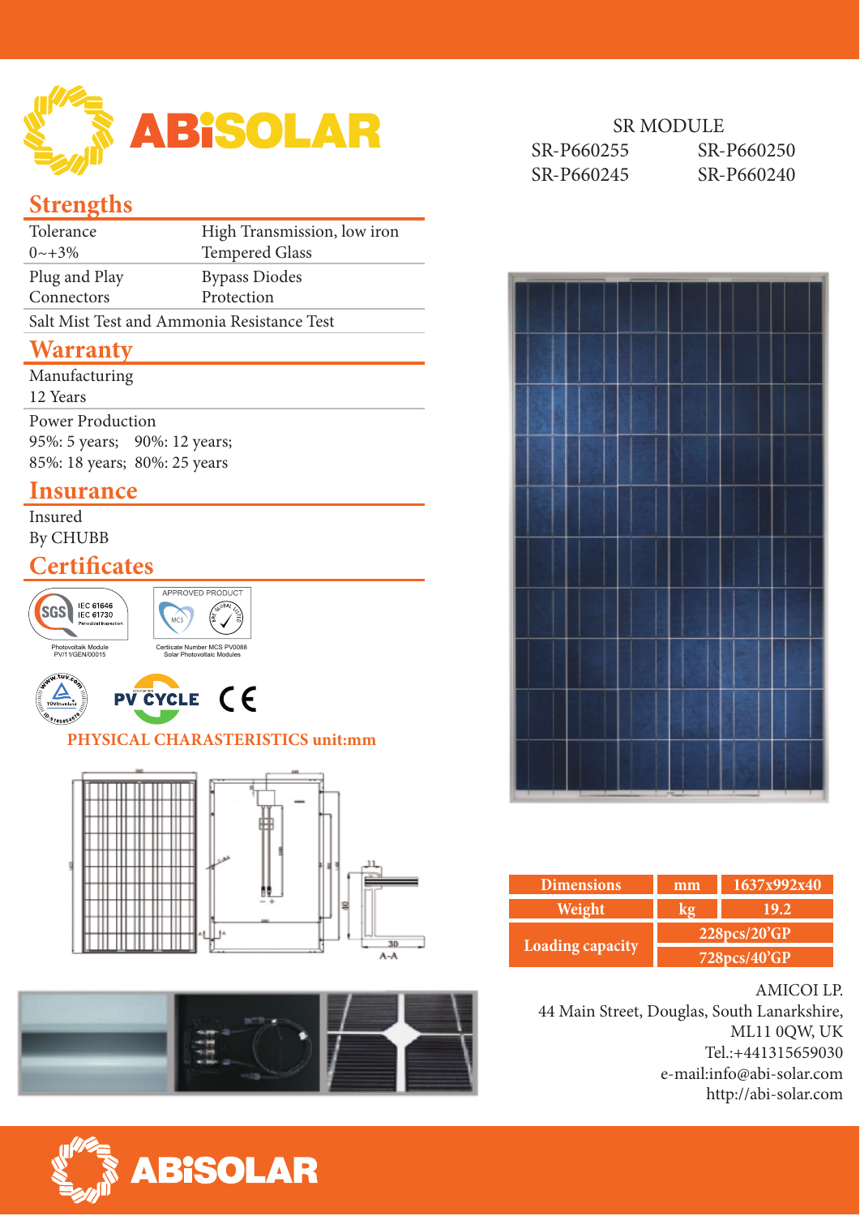# ABiSOLAR

SR MODULE

SR-P660255 SR-P660250

SR-P660245 SR-P660240

## Strengths

| | |
|---|---|
| Tolerance 0~+3% | High Transmission, low iron Tempered Glass |
| Plug and Play Connectors | Bypass Diodes Protection |
| Salt Mist Test and Ammonia Resistance Test | |

## Warranty

Manufacturing

12 Years

Power Production

95%: 5 years; 90%: 12 years;

85%: 18 years; 80%: 25 years

## Insurance

Insured

By CHUBB

## Certificates

SGS IEC 61646 IEC 61730 Periodical Inspection

Photovoltaik Module PV/11/GEN/00015

APPROVED PRODUCT

Certicate Number MCS PV0088 Solar Photovoltaic Modules

PV CYCLE

CE

**PHYSICAL CHARASTERISTICS unit:mm**

A-A

| Dimensions | mm | 1637x992x40 |
|---|---|---|
| Weight | kg | 19.2 |
| Loading capacity | | 228pcs/20'GP |
| | | 728pcs/40'GP |

AMICOI LP.

44 Main Street, Douglas, South Lanarkshire,

ML11 0QW, UK

Tel.:+441315659030

e-mail:info@abi-solar.com

http://abi-solar.com

ABiSOLAR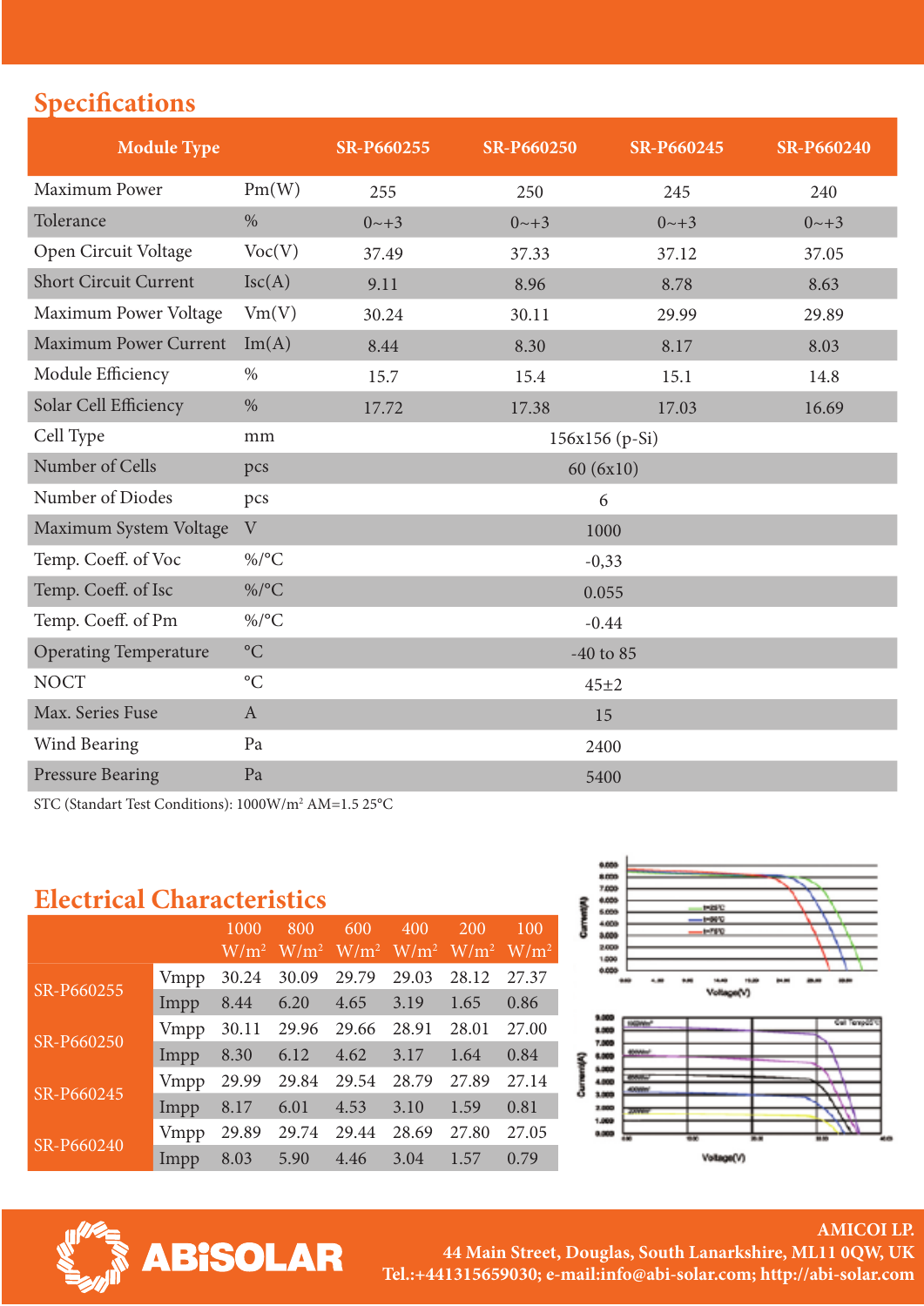## Specifications

| Module Type | | SR-P660255 | SR-P660250 | SR-P660245 | SR-P660240 |
|---|---|---|---|---|---|
| Maximum Power | Pm(W) | 255 | 250 | 245 | 240 |
| Tolerance | % | 0~+3 | 0~+3 | 0~+3 | 0~+3 |
| Open Circuit Voltage | Voc(V) | 37.49 | 37.33 | 37.12 | 37.05 |
| Short Circuit Current | Isc(A) | 9.11 | 8.96 | 8.78 | 8.63 |
| Maximum Power Voltage | Vm(V) | 30.24 | 30.11 | 29.99 | 29.89 |
| Maximum Power Current | Im(A) | 8.44 | 8.30 | 8.17 | 8.03 |
| Module Efficiency | % | 15.7 | 15.4 | 15.1 | 14.8 |
| Solar Cell Efficiency | % | 17.72 | 17.38 | 17.03 | 16.69 |
| Cell Type | mm | 156x156 (p-Si) | | | |
| Number of Cells | pcs | 60 (6x10) | | | |
| Number of Diodes | pcs | 6 | | | |
| Maximum System Voltage | V | 1000 | | | |
| Temp. Coeff. of Voc | %/°C | -0,33 | | | |
| Temp. Coeff. of Isc | %/°C | 0.055 | | | |
| Temp. Coeff. of Pm | %/°C | -0.44 | | | |
| Operating Temperature | °C | -40 to 85 | | | |
| NOCT | °C | 45±2 | | | |
| Max. Series Fuse | A | 15 | | | |
| Wind Bearing | Pa | 2400 | | | |
| Pressure Bearing | Pa | 5400 | | | |

STC (Standart Test Conditions): 1000W/m² AM=1.5 25°C

## Electrical Characteristics

| | | 1000 W/m² | 800 W/m² | 600 W/m² | 400 W/m² | 200 W/m² | 100 W/m² |
|---|---|---|---|---|---|---|---|
| SR-P660255 | Vmpp | 30.24 | 30.09 | 29.79 | 29.03 | 28.12 | 27.37 |
| | Impp | 8.44 | 6.20 | 4.65 | 3.19 | 1.65 | 0.86 |
| SR-P660250 | Vmpp | 30.11 | 29.96 | 29.66 | 28.91 | 28.01 | 27.00 |
| | Impp | 8.30 | 6.12 | 4.62 | 3.17 | 1.64 | 0.84 |
| SR-P660245 | Vmpp | 29.99 | 29.84 | 29.54 | 28.79 | 27.89 | 27.14 |
| | Impp | 8.17 | 6.01 | 4.53 | 3.10 | 1.59 | 0.81 |
| SR-P660240 | Vmpp | 29.89 | 29.74 | 29.44 | 28.69 | 27.80 | 27.05 |
| | Impp | 8.03 | 5.90 | 4.46 | 3.04 | 1.57 | 0.79 |

Current(A)
Voltage(V)

Current(A)
Cell Temp25°C
Voltage(V)

ABiSOLAR

AMICOI LP.
44 Main Street, Douglas, South Lanarkshire, ML11 0QW, UK
Tel.:+441315659030; e-mail:info@abi-solar.com; http://abi-solar.com